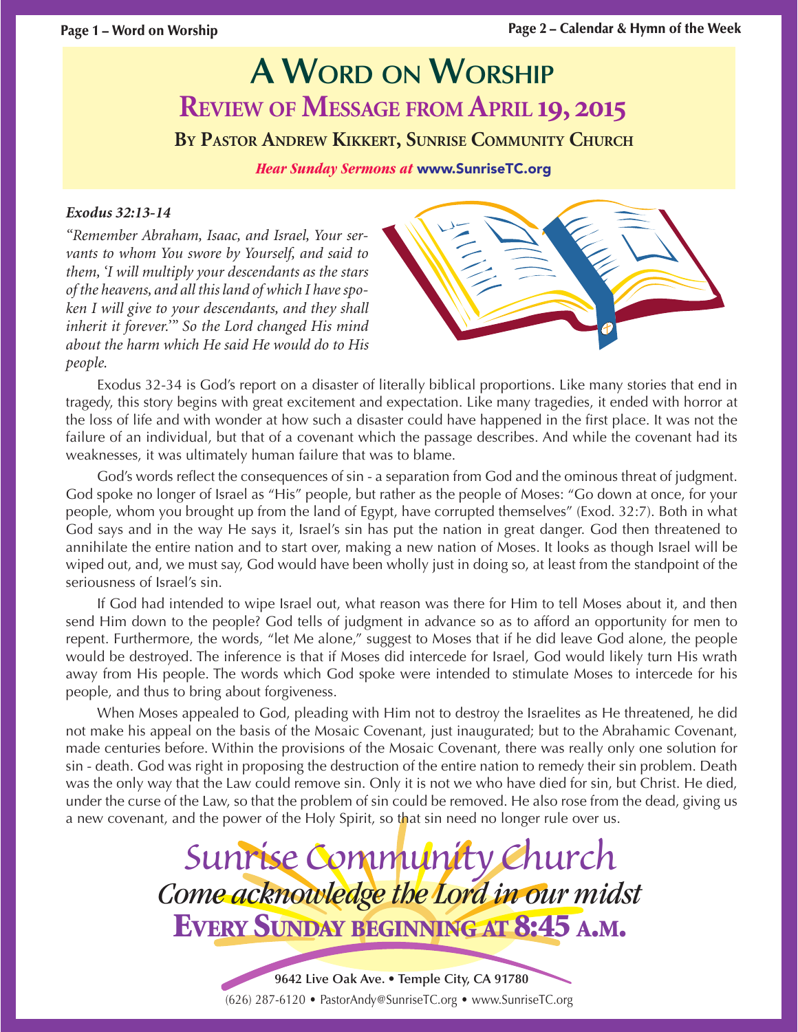# A Word on Worship

## Review of Message from April 19, 2015

### By Pastor Andrew Kikkert, Sunrise Community Church

*Hear Sunday Sermons at* **www.SunriseTC.org**

***Exodus 32:13-14***

*"Remember Abraham, Isaac, and Israel, Your servants to whom You swore by Yourself, and said to them, 'I will multiply your descendants as the stars of the heavens, and all this land of which I have spoken I will give to your descendants, and they shall inherit it forever.'" So the Lord changed His mind about the harm which He said He would do to His people.*

Exodus 32-34 is God's report on a disaster of literally biblical proportions. Like many stories that end in tragedy, this story begins with great excitement and expectation. Like many tragedies, it ended with horror at the loss of life and with wonder at how such a disaster could have happened in the first place. It was not the failure of an individual, but that of a covenant which the passage describes. And while the covenant had its weaknesses, it was ultimately human failure that was to blame.

God's words reflect the consequences of sin - a separation from God and the ominous threat of judgment. God spoke no longer of Israel as "His" people, but rather as the people of Moses: "Go down at once, for your people, whom you brought up from the land of Egypt, have corrupted themselves" (Exod. 32:7). Both in what God says and in the way He says it, Israel's sin has put the nation in great danger. God then threatened to annihilate the entire nation and to start over, making a new nation of Moses. It looks as though Israel will be wiped out, and, we must say, God would have been wholly just in doing so, at least from the standpoint of the seriousness of Israel's sin.

If God had intended to wipe Israel out, what reason was there for Him to tell Moses about it, and then send Him down to the people? God tells of judgment in advance so as to afford an opportunity for men to repent. Furthermore, the words, "let Me alone," suggest to Moses that if he did leave God alone, the people would be destroyed. The inference is that if Moses did intercede for Israel, God would likely turn His wrath away from His people. The words which God spoke were intended to stimulate Moses to intercede for his people, and thus to bring about forgiveness.

When Moses appealed to God, pleading with Him not to destroy the Israelites as He threatened, he did not make his appeal on the basis of the Mosaic Covenant, just inaugurated; but to the Abrahamic Covenant, made centuries before. Within the provisions of the Mosaic Covenant, there was really only one solution for sin - death. God was right in proposing the destruction of the entire nation to remedy their sin problem. Death was the only way that the Law could remove sin. Only it is not we who have died for sin, but Christ. He died, under the curse of the Law, so that the problem of sin could be removed. He also rose from the dead, giving us a new covenant, and the power of the Holy Spirit, so that sin need no longer rule over us.

**Sunrise Community Church**

***Come acknowledge the Lord in our midst***

**Every Sunday beginning at 8:45 a.m.**

**9642 Live Oak Ave. • Temple City, CA 91780**

(626) 287-6120 • PastorAndy@SunriseTC.org • www.SunriseTC.org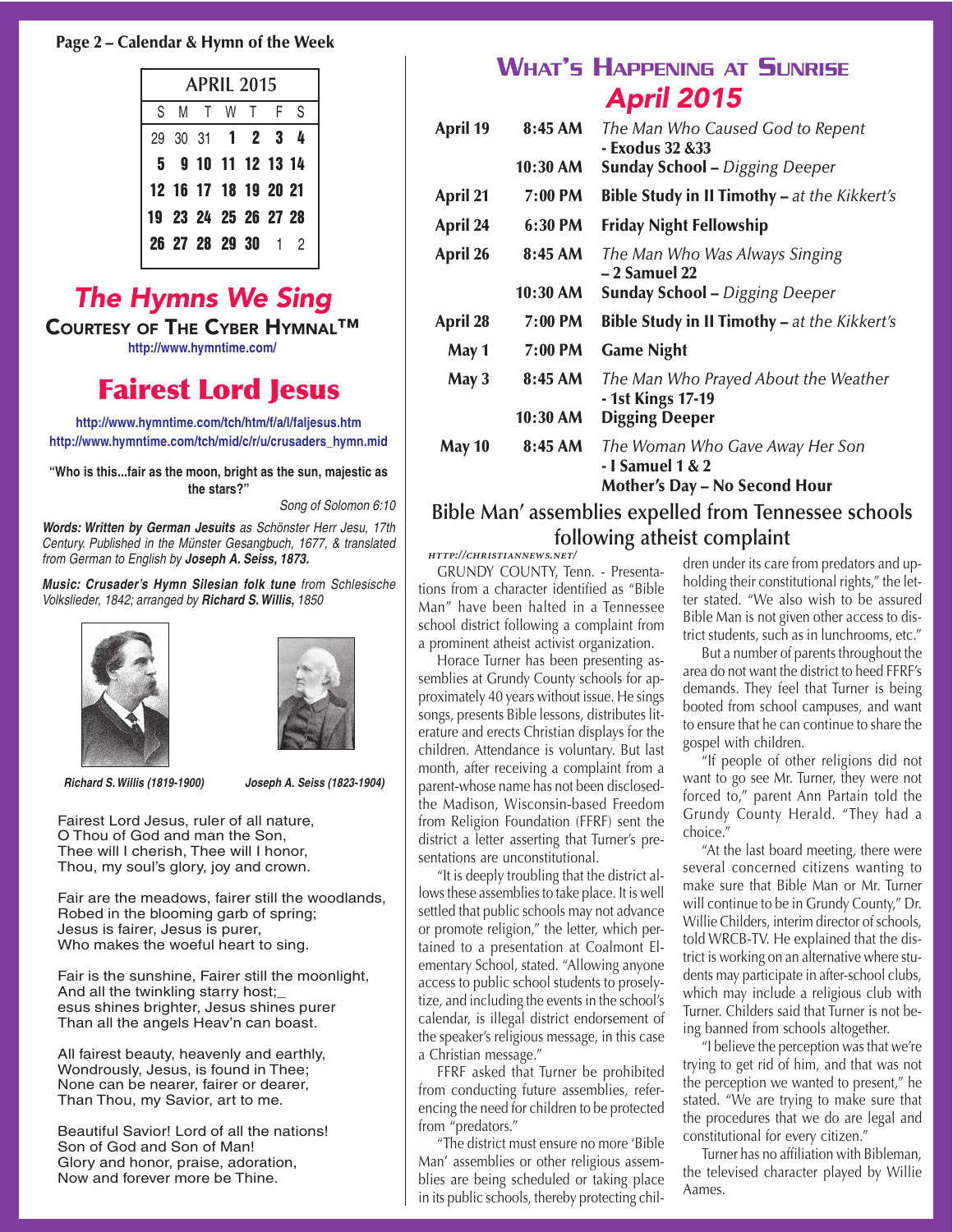## Page 2 – Calendar & Hymn of the Week

| APRIL 2015 | | | | | | |
|---|---|---|---|---|---|---|
| S | M | T | W | T | F | S |
| 29 | 30 | 31 | 1 | 2 | 3 | 4 |
| 5 | 9 | 10 | 11 | 12 | 13 | 14 |
| 12 | 16 | 17 | 18 | 19 | 20 | 21 |
| 19 | 23 | 24 | 25 | 26 | 27 | 28 |
| 26 | 27 | 28 | 29 | 30 | 1 | 2 |

## The Hymns We Sing

**Courtesy of The Cyber Hymnal™**

http://www.hymntime.com/

# Fairest Lord Jesus

http://www.hymntime.com/tch/htm/f/a/l/faljesus.htm

http://www.hymntime.com/tch/mid/c/r/u/crusaders_hymn.mid

**"Who is this...fair as the moon, bright as the sun, majestic as the stars?"**

*Song of Solomon 6:10*

***Words: Written by German Jesuits** as Schönster Herr Jesu, 17th Century. Published in the Münster Gesangbuch, 1677, & translated from German to English by **Joseph A. Seiss, 1873.***

***Music: Crusader's Hymn Silesian folk tune** from Schlesische Volkslieder, 1842; arranged by **Richard S. Willis,** 1850*

*Richard S. Willis (1819-1900)* *Joseph A. Seiss (1823-1904)*

Fairest Lord Jesus, ruler of all nature,
O Thou of God and man the Son,
Thee will I cherish, Thee will I honor,
Thou, my soul's glory, joy and crown.

Fair are the meadows, fairer still the woodlands,
Robed in the blooming garb of spring;
Jesus is fairer, Jesus is purer,
Who makes the woeful heart to sing.

Fair is the sunshine, Fairer still the moonlight,
And all the twinkling starry host;_
esus shines brighter, Jesus shines purer
Than all the angels Heav'n can boast.

All fairest beauty, heavenly and earthly,
Wondrously, Jesus, is found in Thee;
None can be nearer, fairer or dearer,
Than Thou, my Savior, art to me.

Beautiful Savior! Lord of all the nations!
Son of God and Son of Man!
Glory and honor, praise, adoration,
Now and forever more be Thine.

# What's Happening at Sunrise
## *April 2015*

| | | |
|---|---|---|
| **April 19** | **8:45 AM** | *The Man Who Caused God to Repent* **- Exodus 32 &33** |
| | **10:30 AM** | **Sunday School –** *Digging Deeper* |
| **April 21** | **7:00 PM** | **Bible Study in II Timothy –** *at the Kikkert's* |
| **April 24** | **6:30 PM** | **Friday Night Fellowship** |
| **April 26** | **8:45 AM** | *The Man Who Was Always Singing* **– 2 Samuel 22** |
| | **10:30 AM** | **Sunday School –** *Digging Deeper* |
| **April 28** | **7:00 PM** | **Bible Study in II Timothy –** *at the Kikkert's* |
| **May 1** | **7:00 PM** | **Game Night** |
| **May 3** | **8:45 AM** | *The Man Who Prayed About the Weather* **- 1st Kings 17-19** |
| | **10:30 AM** | **Digging Deeper** |
| **May 10** | **8:45 AM** | *The Woman Who Gave Away Her Son* **- I Samuel 1 & 2** **Mother's Day – No Second Hour** |

## Bible Man' assemblies expelled from Tennessee schools following atheist complaint

*http://christiannews.net/*

GRUNDY COUNTY, Tenn. - Presentations from a character identified as "Bible Man" have been halted in a Tennessee school district following a complaint from a prominent atheist activist organization.

Horace Turner has been presenting assemblies at Grundy County schools for approximately 40 years without issue. He sings songs, presents Bible lessons, distributes literature and erects Christian displays for the children. Attendance is voluntary. But last month, after receiving a complaint from a parent-whose name has not been disclosed-the Madison, Wisconsin-based Freedom from Religion Foundation (FFRF) sent the district a letter asserting that Turner's presentations are unconstitutional.

"It is deeply troubling that the district allows these assemblies to take place. It is well settled that public schools may not advance or promote religion," the letter, which pertained to a presentation at Coalmont Elementary School, stated. "Allowing anyone access to public school students to proselytize, and including the events in the school's calendar, is illegal district endorsement of the speaker's religious message, in this case a Christian message."

FFRF asked that Turner be prohibited from conducting future assemblies, referencing the need for children to be protected from "predators."

"The district must ensure no more 'Bible Man' assemblies or other religious assemblies are being scheduled or taking place in its public schools, thereby protecting children under its care from predators and upholding their constitutional rights," the letter stated. "We also wish to be assured Bible Man is not given other access to district students, such as in lunchrooms, etc."

But a number of parents throughout the area do not want the district to heed FFRF's demands. They feel that Turner is being booted from school campuses, and want to ensure that he can continue to share the gospel with children.

"If people of other religions did not want to go see Mr. Turner, they were not forced to," parent Ann Partain told the Grundy County Herald. "They had a choice."

"At the last board meeting, there were several concerned citizens wanting to make sure that Bible Man or Mr. Turner will continue to be in Grundy County," Dr. Willie Childers, interim director of schools, told WRCB-TV. He explained that the district is working on an alternative where students may participate in after-school clubs, which may include a religious club with Turner. Childers said that Turner is not being banned from schools altogether.

"I believe the perception was that we're trying to get rid of him, and that was not the perception we wanted to present," he stated. "We are trying to make sure that the procedures that we do are legal and constitutional for every citizen."

Turner has no affiliation with Bibleman, the televised character played by Willie Aames.